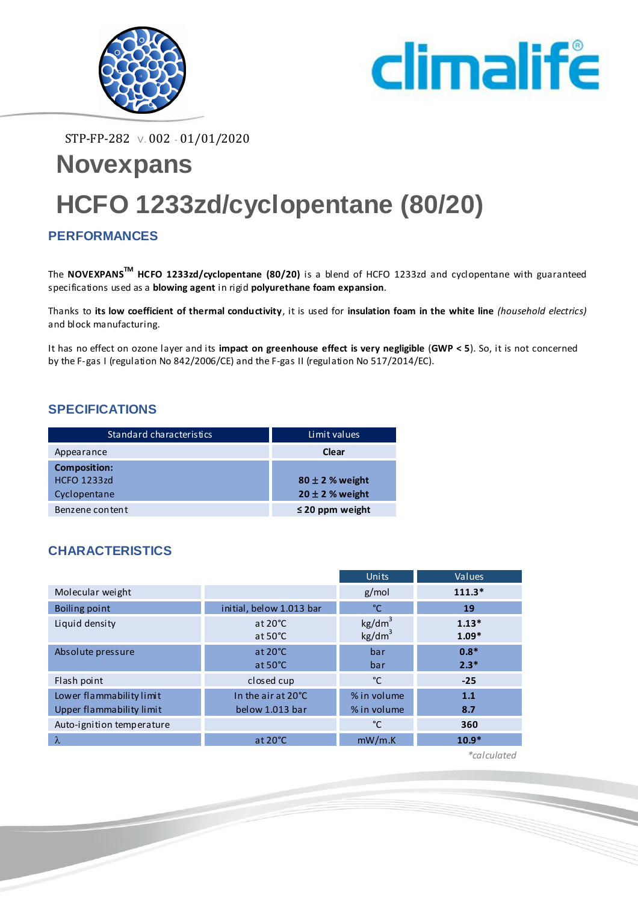STP-FP-282 V. 002 - 01/01/2020

# Novexpans

# HCFO 1233zd/cyclopentane (80/20)

## PERFORMANCES

The **NOVEXPANS™ HCFO 1233zd/cyclopentane (80/20)** is a blend of HCFO 1233zd and cyclopentane with guaranteed specifications used as a **blowing agent** in rigid **polyurethane foam expansion**.

Thanks to **its low coefficient of thermal conductivity**, it is used for **insulation foam in the white line** *(household electrics)* and block manufacturing.

It has no effect on ozone layer and its **impact on greenhouse effect is very negligible** (**GWP < 5**). So, it is not concerned by the F-gas I (regulation No 842/2006/CE) and the F-gas II (regulation No 517/2014/EC).

## SPECIFICATIONS

| Standard characteristics | Limit values |
|---|---|
| Appearance | **Clear** |
| **Composition:** | |
| HCFO 1233zd | **80 ± 2 % weight** |
| Cyclopentane | **20 ± 2 % weight** |
| Benzene content | **≤ 20 ppm weight** |

## CHARACTERISTICS

| | | Units | Values |
|---|---|---|---|
| Molecular weight | | g/mol | **111.3*** |
| Boiling point | initial, below 1.013 bar | °C | **19** |
| Liquid density | at 20°C | $kg/dm^3$ | **1.13*** |
| | at 50°C | $kg/dm^3$ | **1.09*** |
| Absolute pressure | at 20°C | bar | **0.8*** |
| | at 50°C | bar | **2.3*** |
| Flash point | closed cup | °C | **-25** |
| Lower flammability limit | In the air at 20°C | % in volume | **1.1** |
| Upper flammability limit | below 1.013 bar | % in volume | **8.7** |
| Auto-ignition temperature | | °C | **360** |
| $\lambda$ | at 20°C | mW/m.K | **10.9*** |

*\*calculated*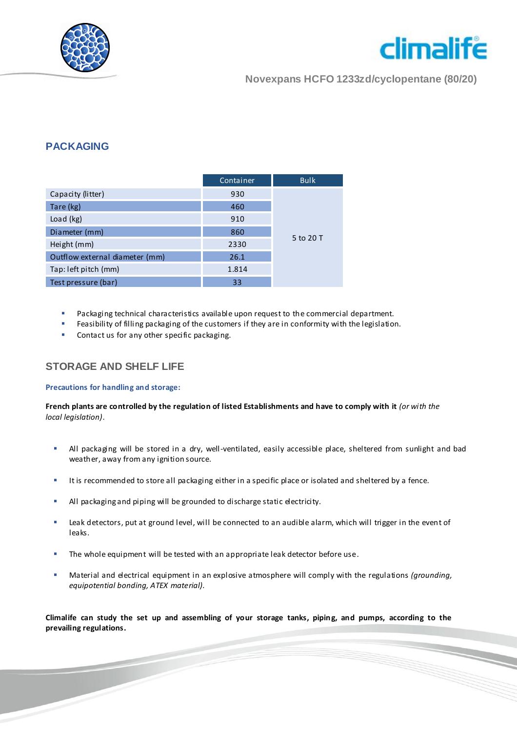Novexpans HCFO 1233zd/cyclopentane (80/20)

## PACKAGING

| | Container | Bulk |
|---|---|---|
| Capacity (litter) | 930 | 5 to 20 T |
| Tare (kg) | 460 | |
| Load (kg) | 910 | |
| Diameter (mm) | 860 | |
| Height (mm) | 2330 | |
| Outflow external diameter (mm) | 26.1 | |
| Tap: left pitch (mm) | 1.814 | |
| Test pressure (bar) | 33 | |

- Packaging technical characteristics available upon request to the commercial department.
- Feasibility of filling packaging of the customers if they are in conformity with the legislation.
- Contact us for any other specific packaging.

## STORAGE AND SHELF LIFE

### Precautions for handling and storage:

**French plants are controlled by the regulation of listed Establishments and have to comply with it** *(or with the local legislation).*

- All packaging will be stored in a dry, well-ventilated, easily accessible place, sheltered from sunlight and bad weather, away from any ignition source.
- It is recommended to store all packaging either in a specific place or isolated and sheltered by a fence.
- All packaging and piping will be grounded to discharge static electricity.
- Leak detectors, put at ground level, will be connected to an audible alarm, which will trigger in the event of leaks.
- The whole equipment will be tested with an appropriate leak detector before use.
- Material and electrical equipment in an explosive atmosphere will comply with the regulations *(grounding, equipotential bonding, ATEX material).*

**Climalife can study the set up and assembling of your storage tanks, piping, and pumps, according to the prevailing regulations.**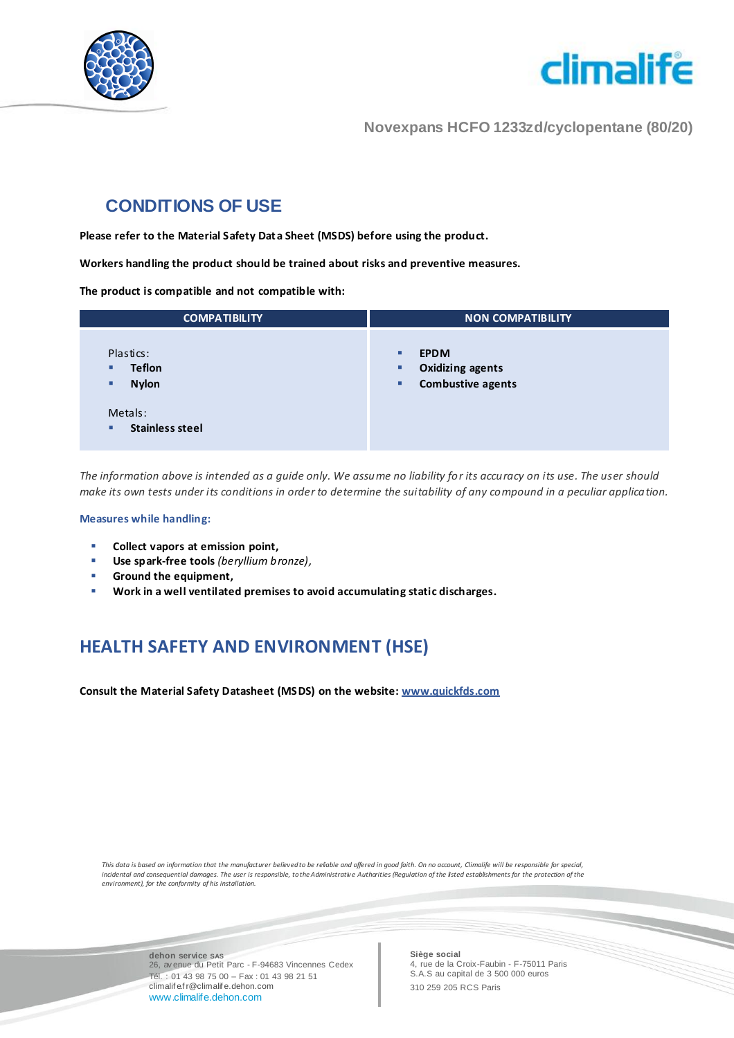## CONDITIONS OF USE

**Please refer to the Material Safety Data Sheet (MSDS) before using the product.**

**Workers handling the product should be trained about risks and preventive measures.**

**The product is compatible and not compatible with:**

| COMPATIBILITY | NON COMPATIBILITY |
|---|---|
| Plastics:<br>▪ **Teflon**<br>▪ **Nylon**<br><br>Metals:<br>▪ **Stainless steel** | ▪ **EPDM**<br>▪ **Oxidizing agents**<br>▪ **Combustive agents** |

*The information above is intended as a guide only. We assume no liability for its accuracy on its use. The user should make its own tests under its conditions in order to determine the suitability of any compound in a peculiar application.*

**Measures while handling:**

- **Collect vapors at emission point,**
- **Use spark-free tools** *(beryllium bronze)*,
- **Ground the equipment,**
- **Work in a well ventilated premises to avoid accumulating static discharges.**

## HEALTH SAFETY AND ENVIRONMENT (HSE)

**Consult the Material Safety Datasheet (MSDS) on the website: www.quickfds.com**

*This data is based on information that the manufacturer believed to be reliable and offered in good faith. On no account, Climalife will be responsible for special, incidental and consequential damages. The user is responsible, to the Administrative Authorities (Regulation of the listed establishments for the protection of the environment), for the conformity of his installation.*